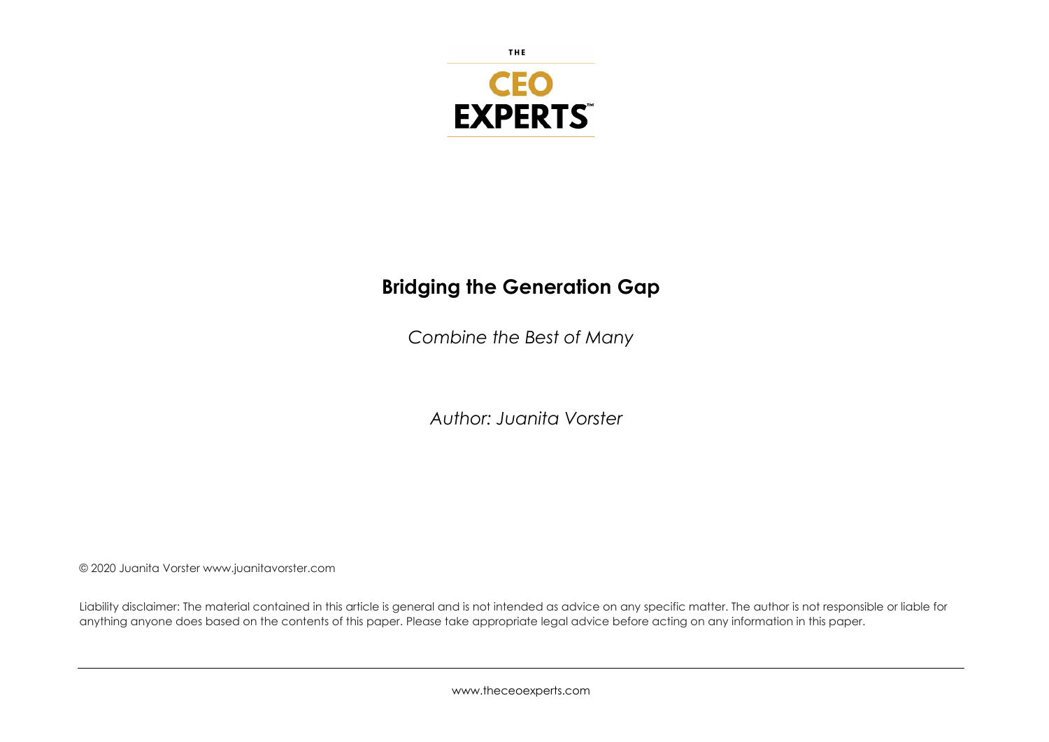THE

**CEO EXPERTS™**

# Bridging the Generation Gap

*Combine the Best of Many*

*Author: Juanita Vorster*

© 2020 Juanita Vorster www.juanitavorster.com

Liability disclaimer: The material contained in this article is general and is not intended as advice on any specific matter. The author is not responsible or liable for anything anyone does based on the contents of this paper. Please take appropriate legal advice before acting on any information in this paper.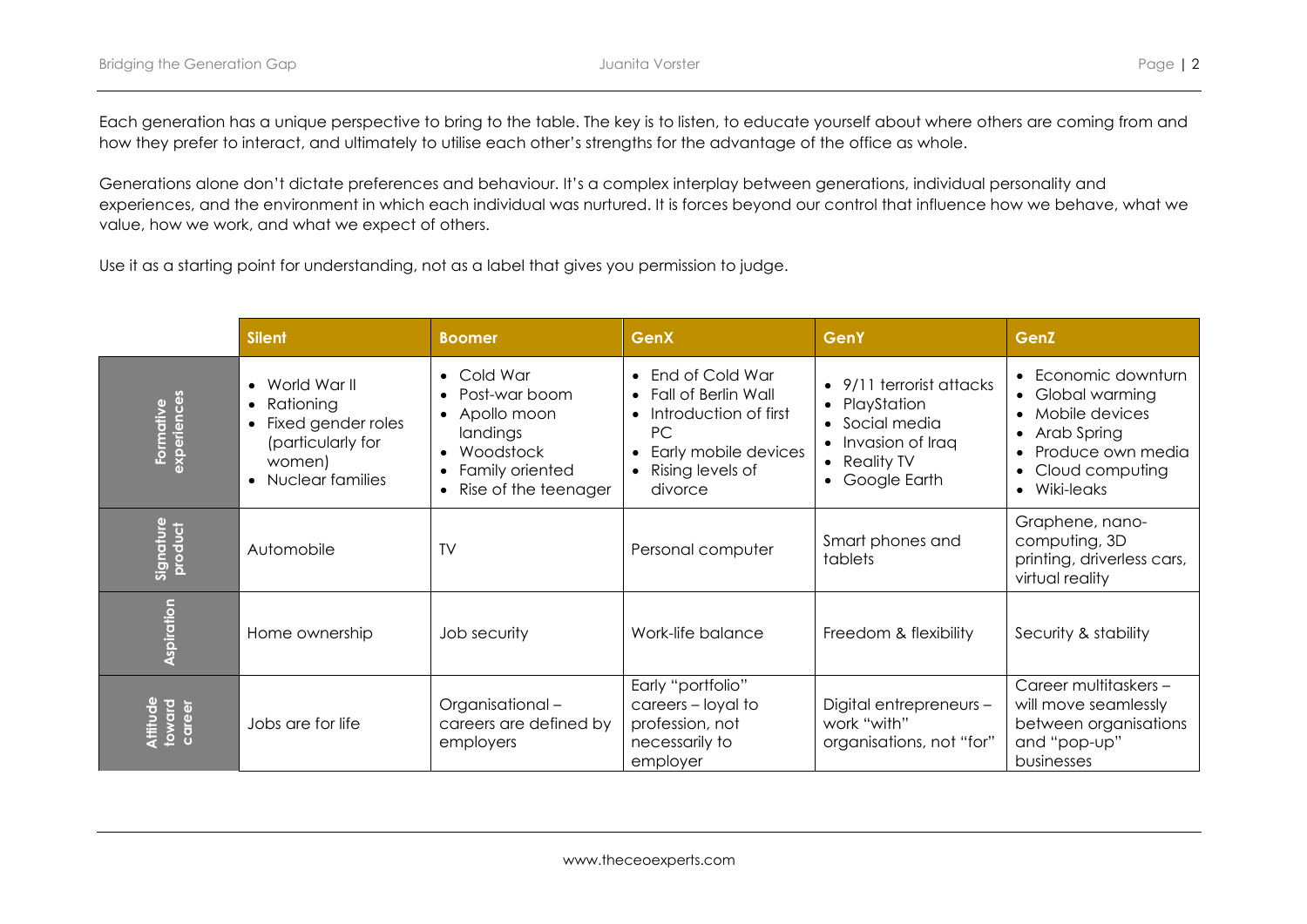Each generation has a unique perspective to bring to the table. The key is to listen, to educate yourself about where others are coming from and how they prefer to interact, and ultimately to utilise each other's strengths for the advantage of the office as whole.

Generations alone don't dictate preferences and behaviour. It's a complex interplay between generations, individual personality and experiences, and the environment in which each individual was nurtured. It is forces beyond our control that influence how we behave, what we value, how we work, and what we expect of others.

Use it as a starting point for understanding, not as a label that gives you permission to judge.

| | Silent | Boomer | GenX | GenY | GenZ |
|---|---|---|---|---|---|
| **Formative experiences** | • World War II<br>• Rationing<br>• Fixed gender roles (particularly for women)<br>• Nuclear families | • Cold War<br>• Post-war boom<br>• Apollo moon landings<br>• Woodstock<br>• Family oriented<br>• Rise of the teenager | • End of Cold War<br>• Fall of Berlin Wall<br>• Introduction of first PC<br>• Early mobile devices<br>• Rising levels of divorce | • 9/11 terrorist attacks<br>• PlayStation<br>• Social media<br>• Invasion of Iraq<br>• Reality TV<br>• Google Earth | • Economic downturn<br>• Global warming<br>• Mobile devices<br>• Arab Spring<br>• Produce own media<br>• Cloud computing<br>• Wiki-leaks |
| **Signature product** | Automobile | TV | Personal computer | Smart phones and tablets | Graphene, nano-computing, 3D printing, driverless cars, virtual reality |
| **Aspiration** | Home ownership | Job security | Work-life balance | Freedom & flexibility | Security & stability |
| **Attitude toward career** | Jobs are for life | Organisational – careers are defined by employers | Early "portfolio" careers – loyal to profession, not necessarily to employer | Digital entrepreneurs – work "with" organisations, not "for" | Career multitaskers – will move seamlessly between organisations and "pop-up" businesses |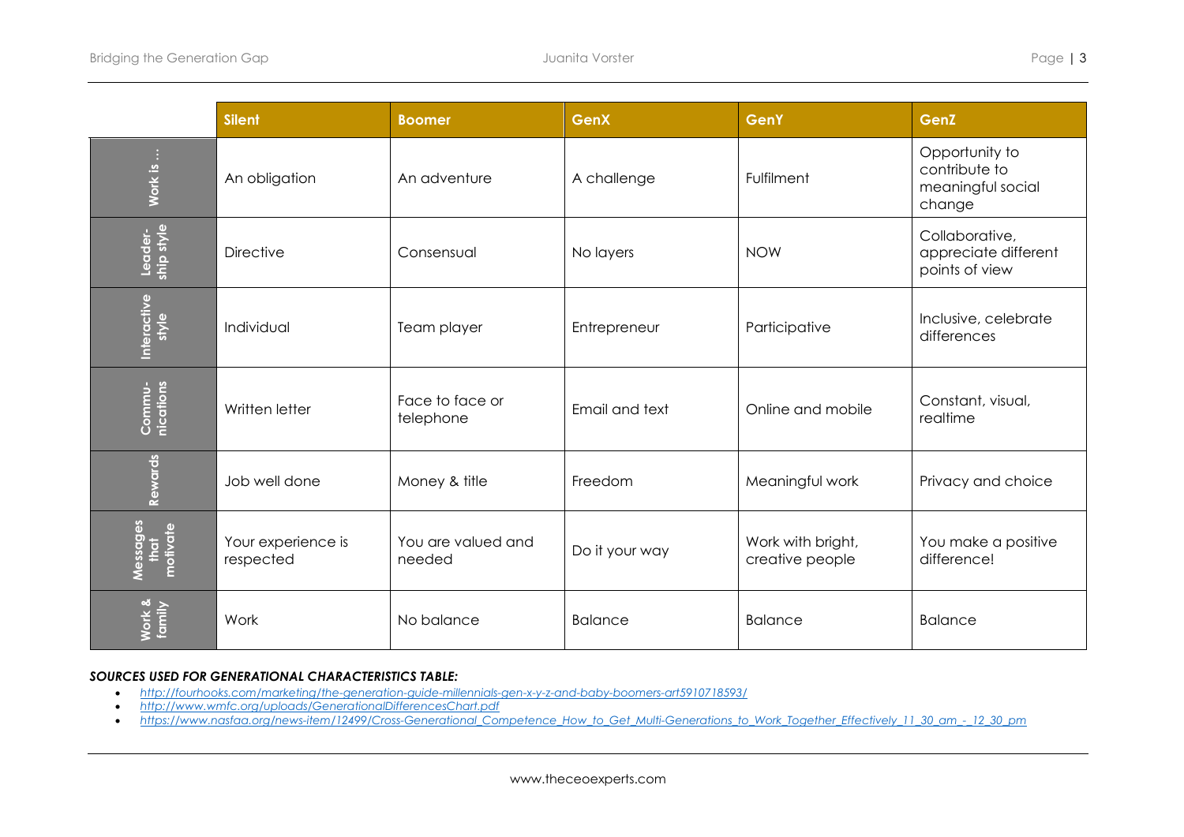| | Silent | Boomer | GenX | GenY | GenZ |
|---|---|---|---|---|---|
| **Work is …** | An obligation | An adventure | A challenge | Fulfilment | Opportunity to contribute to meaningful social change |
| **Leader-ship style** | Directive | Consensual | No layers | NOW | Collaborative, appreciate different points of view |
| **Interactive style** | Individual | Team player | Entrepreneur | Participative | Inclusive, celebrate differences |
| **Commu-nications** | Written letter | Face to face or telephone | Email and text | Online and mobile | Constant, visual, realtime |
| **Rewards** | Job well done | Money & title | Freedom | Meaningful work | Privacy and choice |
| **Messages that motivate** | Your experience is respected | You are valued and needed | Do it your way | Work with bright, creative people | You make a positive difference! |
| **Work & family** | Work | No balance | Balance | Balance | Balance |

***SOURCES USED FOR GENERATIONAL CHARACTERISTICS TABLE:***

- *http://fourhooks.com/marketing/the-generation-guide-millennials-gen-x-y-z-and-baby-boomers-art5910718593/*
- *http://www.wmfc.org/uploads/GenerationalDifferencesChart.pdf*
- *https://www.nasfaa.org/news-item/12499/Cross-Generational_Competence_How_to_Get_Multi-Generations_to_Work_Together_Effectively_11_30_am_-_12_30_pm*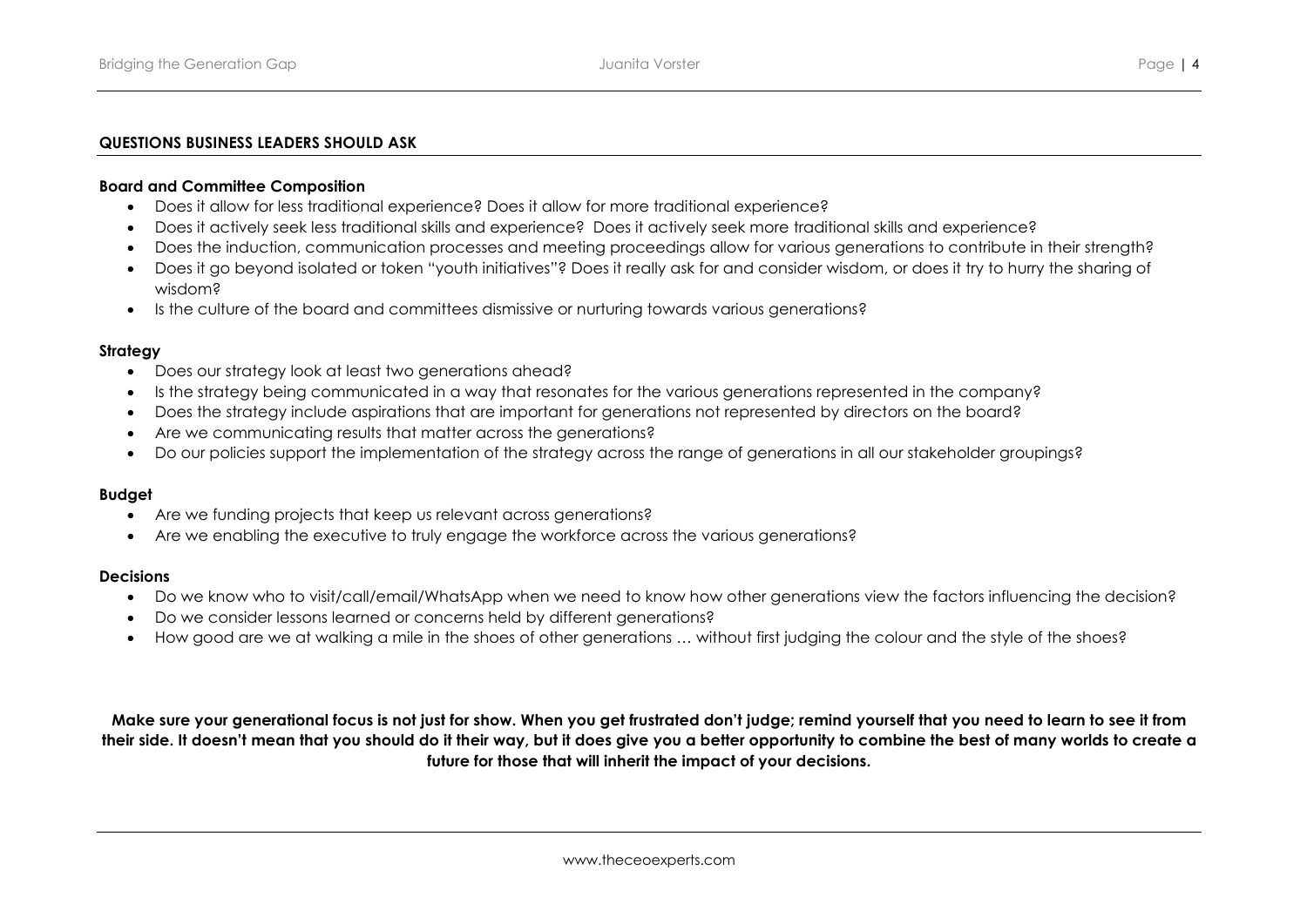## QUESTIONS BUSINESS LEADERS SHOULD ASK

### Board and Committee Composition

- Does it allow for less traditional experience? Does it allow for more traditional experience?
- Does it actively seek less traditional skills and experience? Does it actively seek more traditional skills and experience?
- Does the induction, communication processes and meeting proceedings allow for various generations to contribute in their strength?
- Does it go beyond isolated or token "youth initiatives"? Does it really ask for and consider wisdom, or does it try to hurry the sharing of wisdom?
- Is the culture of the board and committees dismissive or nurturing towards various generations?

### Strategy

- Does our strategy look at least two generations ahead?
- Is the strategy being communicated in a way that resonates for the various generations represented in the company?
- Does the strategy include aspirations that are important for generations not represented by directors on the board?
- Are we communicating results that matter across the generations?
- Do our policies support the implementation of the strategy across the range of generations in all our stakeholder groupings?

### Budget

- Are we funding projects that keep us relevant across generations?
- Are we enabling the executive to truly engage the workforce across the various generations?

### Decisions

- Do we know who to visit/call/email/WhatsApp when we need to know how other generations view the factors influencing the decision?
- Do we consider lessons learned or concerns held by different generations?
- How good are we at walking a mile in the shoes of other generations … without first judging the colour and the style of the shoes?

**Make sure your generational focus is not just for show. When you get frustrated don't judge; remind yourself that you need to learn to see it from their side. It doesn't mean that you should do it their way, but it does give you a better opportunity to combine the best of many worlds to create a future for those that will inherit the impact of your decisions.**